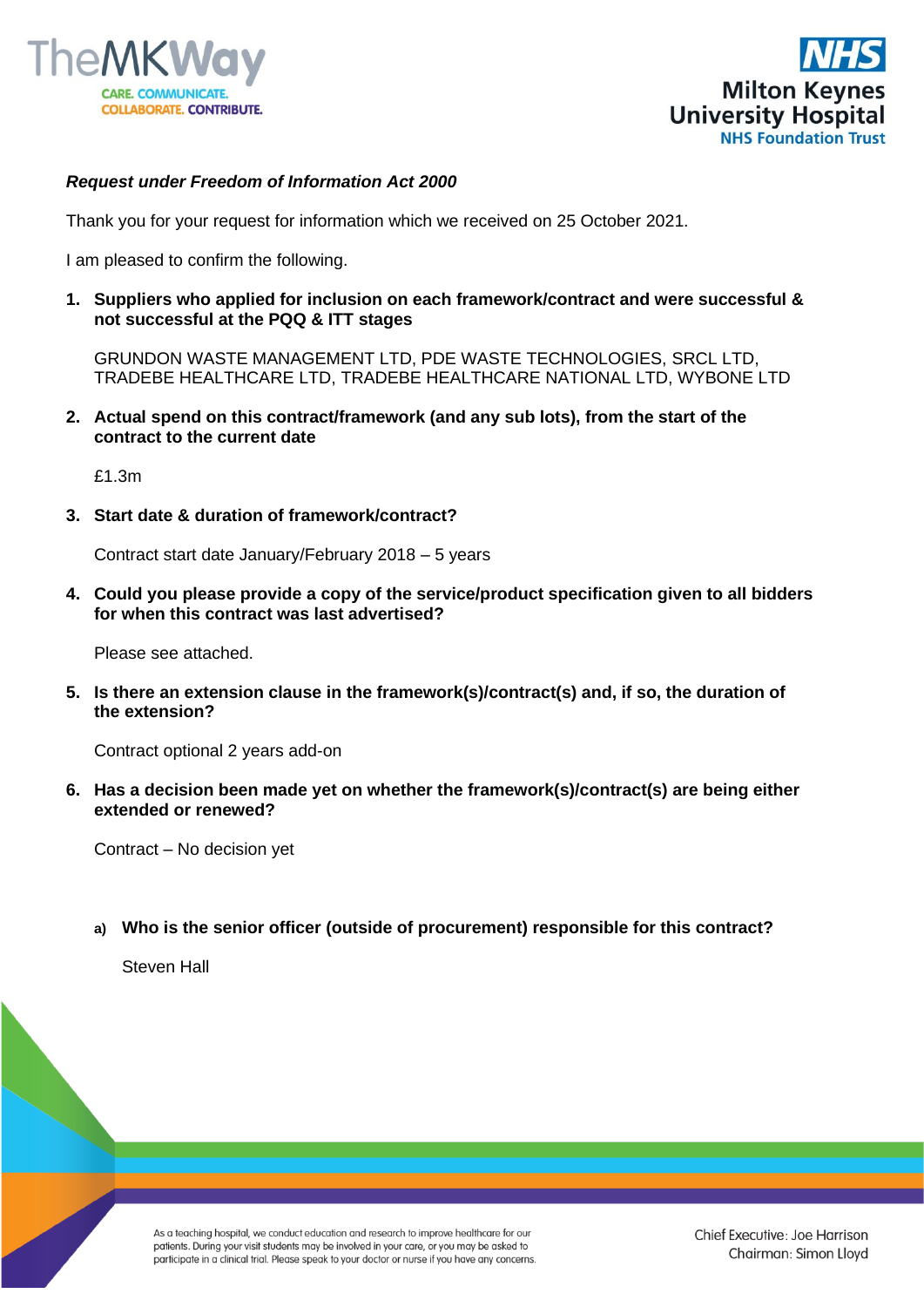***Request under Freedom of Information Act 2000***

Thank you for your request for information which we received on 25 October 2021.

I am pleased to confirm the following.

1. **Suppliers who applied for inclusion on each framework/contract and were successful & not successful at the PQQ & ITT stages**

   GRUNDON WASTE MANAGEMENT LTD, PDE WASTE TECHNOLOGIES, SRCL LTD, TRADEBE HEALTHCARE LTD, TRADEBE HEALTHCARE NATIONAL LTD, WYBONE LTD

2. **Actual spend on this contract/framework (and any sub lots), from the start of the contract to the current date**

   £1.3m

3. **Start date & duration of framework/contract?**

   Contract start date January/February 2018 – 5 years

4. **Could you please provide a copy of the service/product specification given to all bidders for when this contract was last advertised?**

   Please see attached.

5. **Is there an extension clause in the framework(s)/contract(s) and, if so, the duration of the extension?**

   Contract optional 2 years add-on

6. **Has a decision been made yet on whether the framework(s)/contract(s) are being either extended or renewed?**

   Contract – No decision yet

   a) **Who is the senior officer (outside of procurement) responsible for this contract?**

      Steven Hall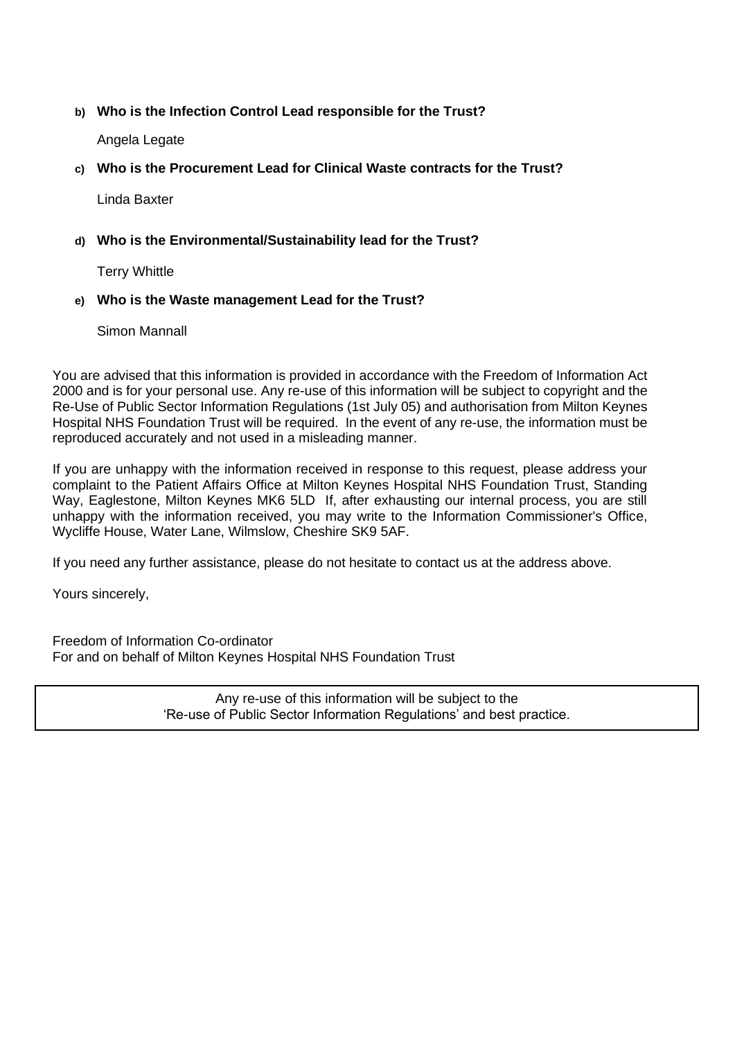**b) Who is the Infection Control Lead responsible for the Trust?**

Angela Legate

**c) Who is the Procurement Lead for Clinical Waste contracts for the Trust?**

Linda Baxter

**d) Who is the Environmental/Sustainability lead for the Trust?**

Terry Whittle

**e) Who is the Waste management Lead for the Trust?**

Simon Mannall

You are advised that this information is provided in accordance with the Freedom of Information Act 2000 and is for your personal use. Any re-use of this information will be subject to copyright and the Re-Use of Public Sector Information Regulations (1st July 05) and authorisation from Milton Keynes Hospital NHS Foundation Trust will be required. In the event of any re-use, the information must be reproduced accurately and not used in a misleading manner.

If you are unhappy with the information received in response to this request, please address your complaint to the Patient Affairs Office at Milton Keynes Hospital NHS Foundation Trust, Standing Way, Eaglestone, Milton Keynes MK6 5LD If, after exhausting our internal process, you are still unhappy with the information received, you may write to the Information Commissioner's Office, Wycliffe House, Water Lane, Wilmslow, Cheshire SK9 5AF.

If you need any further assistance, please do not hesitate to contact us at the address above.

Yours sincerely,

Freedom of Information Co-ordinator
For and on behalf of Milton Keynes Hospital NHS Foundation Trust

Any re-use of this information will be subject to the 'Re-use of Public Sector Information Regulations' and best practice.